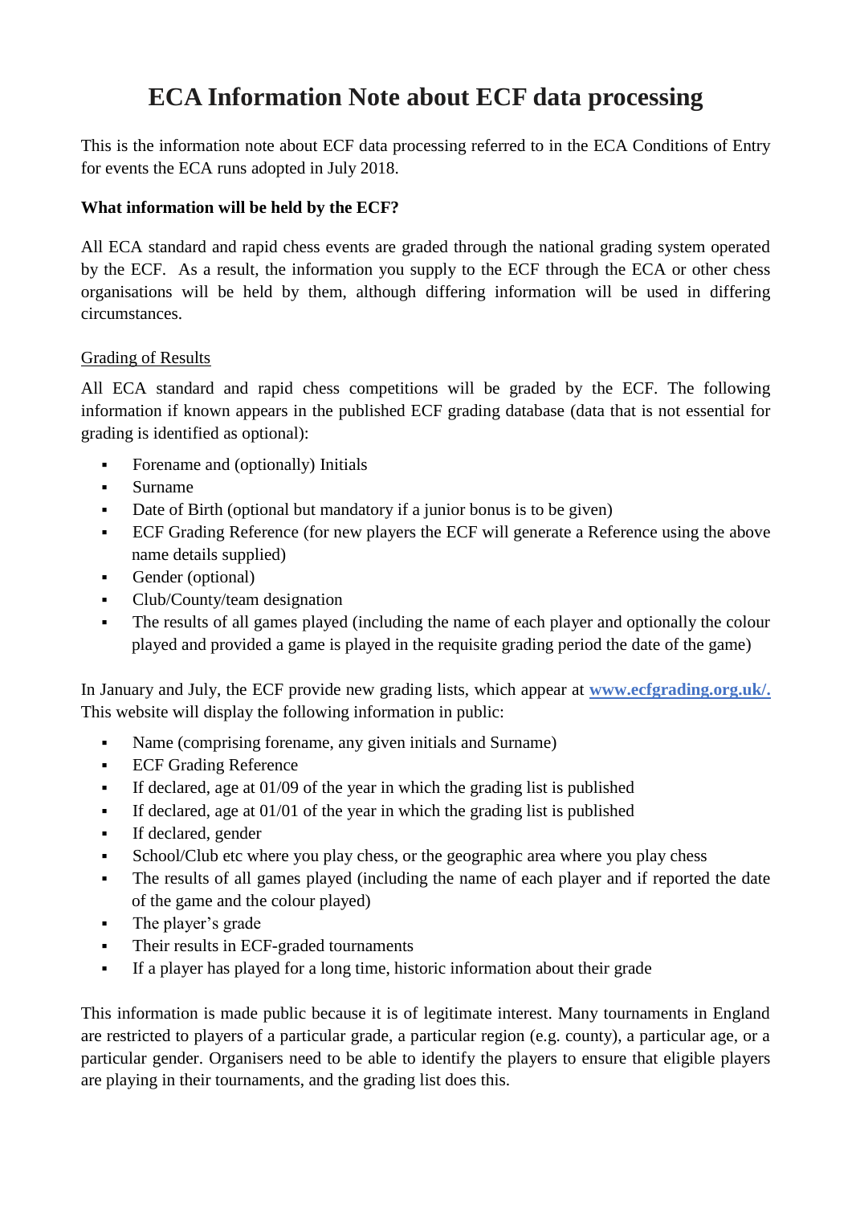# ECA Information Note about ECF data processing

This is the information note about ECF data processing referred to in the ECA Conditions of Entry for events the ECA runs adopted in July 2018.

**What information will be held by the ECF?**

All ECA standard and rapid chess events are graded through the national grading system operated by the ECF. As a result, the information you supply to the ECF through the ECA or other chess organisations will be held by them, although differing information will be used in differing circumstances.

<u>Grading of Results</u>

All ECA standard and rapid chess competitions will be graded by the ECF. The following information if known appears in the published ECF grading database (data that is not essential for grading is identified as optional):

- Forename and (optionally) Initials
- Surname
- Date of Birth (optional but mandatory if a junior bonus is to be given)
- ECF Grading Reference (for new players the ECF will generate a Reference using the above name details supplied)
- Gender (optional)
- Club/County/team designation
- The results of all games played (including the name of each player and optionally the colour played and provided a game is played in the requisite grading period the date of the game)

In January and July, the ECF provide new grading lists, which appear at **www.ecfgrading.org.uk/.** This website will display the following information in public:

- Name (comprising forename, any given initials and Surname)
- ECF Grading Reference
- If declared, age at 01/09 of the year in which the grading list is published
- If declared, age at 01/01 of the year in which the grading list is published
- If declared, gender
- School/Club etc where you play chess, or the geographic area where you play chess
- The results of all games played (including the name of each player and if reported the date of the game and the colour played)
- The player's grade
- Their results in ECF-graded tournaments
- If a player has played for a long time, historic information about their grade

This information is made public because it is of legitimate interest. Many tournaments in England are restricted to players of a particular grade, a particular region (e.g. county), a particular age, or a particular gender. Organisers need to be able to identify the players to ensure that eligible players are playing in their tournaments, and the grading list does this.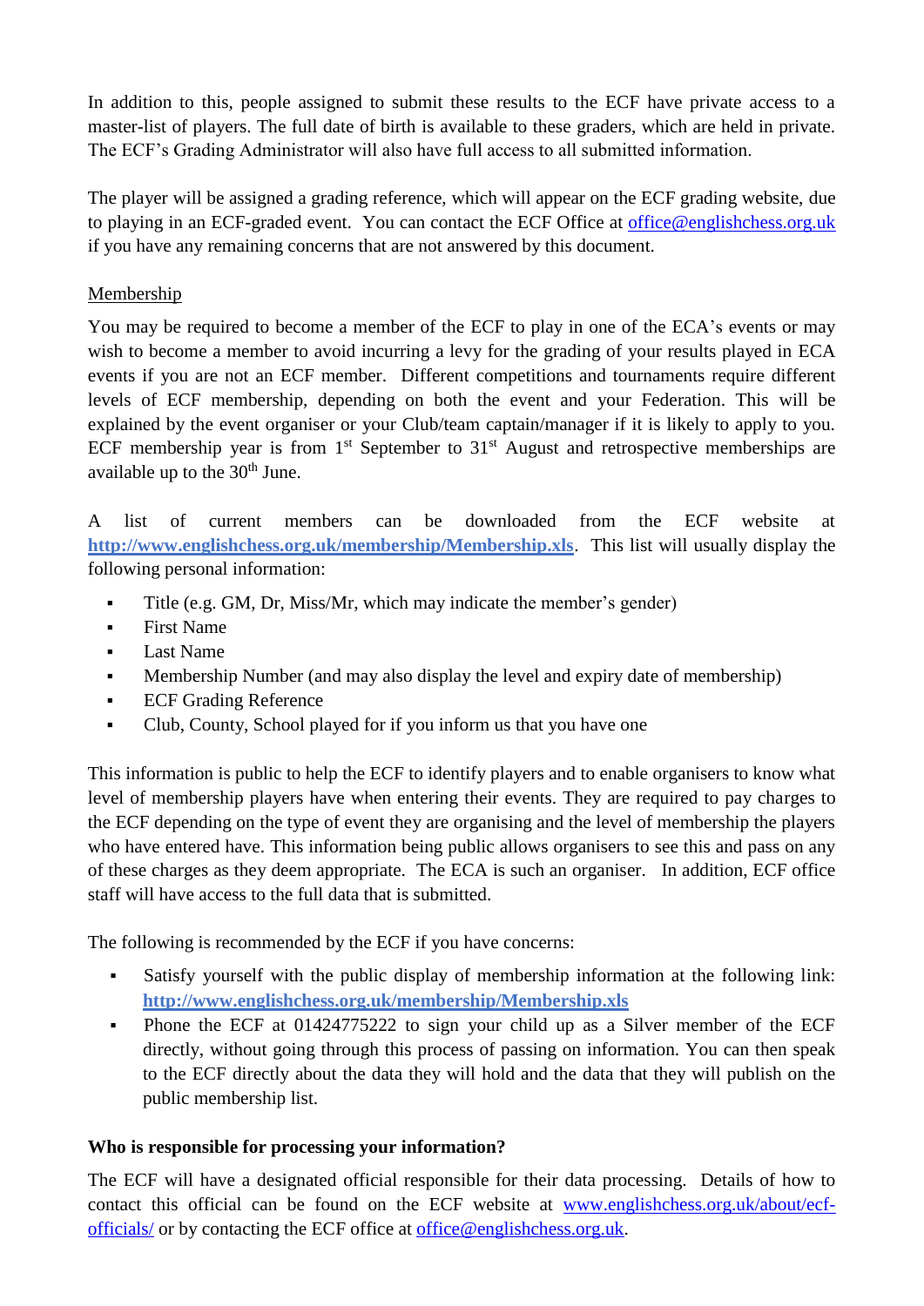In addition to this, people assigned to submit these results to the ECF have private access to a master-list of players. The full date of birth is available to these graders, which are held in private. The ECF's Grading Administrator will also have full access to all submitted information.

The player will be assigned a grading reference, which will appear on the ECF grading website, due to playing in an ECF-graded event. You can contact the ECF Office at office@englishchess.org.uk if you have any remaining concerns that are not answered by this document.

Membership

You may be required to become a member of the ECF to play in one of the ECA's events or may wish to become a member to avoid incurring a levy for the grading of your results played in ECA events if you are not an ECF member. Different competitions and tournaments require different levels of ECF membership, depending on both the event and your Federation. This will be explained by the event organiser or your Club/team captain/manager if it is likely to apply to you. ECF membership year is from 1st September to 31st August and retrospective memberships are available up to the 30th June.

A list of current members can be downloaded from the ECF website at **http://www.englishchess.org.uk/membership/Membership.xls**. This list will usually display the following personal information:

- Title (e.g. GM, Dr, Miss/Mr, which may indicate the member's gender)
- First Name
- Last Name
- Membership Number (and may also display the level and expiry date of membership)
- ECF Grading Reference
- Club, County, School played for if you inform us that you have one

This information is public to help the ECF to identify players and to enable organisers to know what level of membership players have when entering their events. They are required to pay charges to the ECF depending on the type of event they are organising and the level of membership the players who have entered have. This information being public allows organisers to see this and pass on any of these charges as they deem appropriate. The ECA is such an organiser. In addition, ECF office staff will have access to the full data that is submitted.

The following is recommended by the ECF if you have concerns:

- Satisfy yourself with the public display of membership information at the following link: **http://www.englishchess.org.uk/membership/Membership.xls**
- Phone the ECF at 01424775222 to sign your child up as a Silver member of the ECF directly, without going through this process of passing on information. You can then speak to the ECF directly about the data they will hold and the data that they will publish on the public membership list.

**Who is responsible for processing your information?**

The ECF will have a designated official responsible for their data processing. Details of how to contact this official can be found on the ECF website at www.englishchess.org.uk/about/ecf-officials/ or by contacting the ECF office at office@englishchess.org.uk.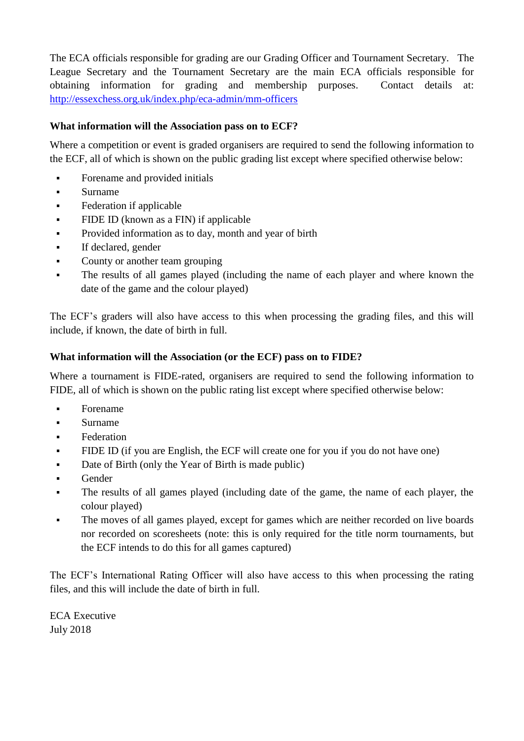The ECA officials responsible for grading are our Grading Officer and Tournament Secretary. The League Secretary and the Tournament Secretary are the main ECA officials responsible for obtaining information for grading and membership purposes. Contact details at: [http://essexchess.org.uk/index.php/eca-admin/mm-officers](http://essexchess.org.uk/index.php/eca-admin/mm-officers)

**What information will the Association pass on to ECF?**

Where a competition or event is graded organisers are required to send the following information to the ECF, all of which is shown on the public grading list except where specified otherwise below:

- Forename and provided initials
- Surname
- Federation if applicable
- FIDE ID (known as a FIN) if applicable
- Provided information as to day, month and year of birth
- If declared, gender
- County or another team grouping
- The results of all games played (including the name of each player and where known the date of the game and the colour played)

The ECF's graders will also have access to this when processing the grading files, and this will include, if known, the date of birth in full.

**What information will the Association (or the ECF) pass on to FIDE?**

Where a tournament is FIDE-rated, organisers are required to send the following information to FIDE, all of which is shown on the public rating list except where specified otherwise below:

- Forename
- Surname
- Federation
- FIDE ID (if you are English, the ECF will create one for you if you do not have one)
- Date of Birth (only the Year of Birth is made public)
- Gender
- The results of all games played (including date of the game, the name of each player, the colour played)
- The moves of all games played, except for games which are neither recorded on live boards nor recorded on scoresheets (note: this is only required for the title norm tournaments, but the ECF intends to do this for all games captured)

The ECF's International Rating Officer will also have access to this when processing the rating files, and this will include the date of birth in full.

ECA Executive
July 2018